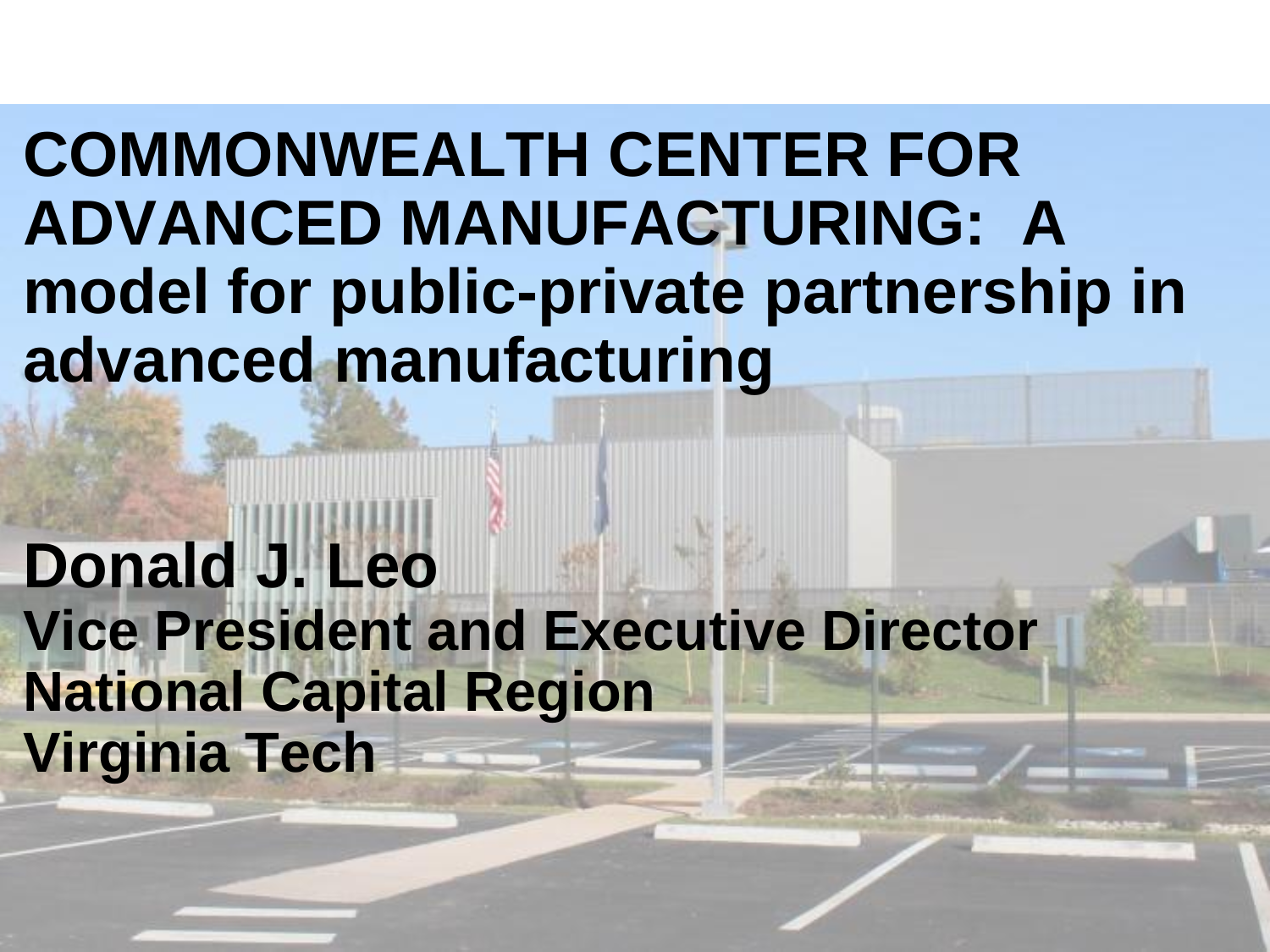# COMMONWEALTH CENTER FOR ADVANCED MANUFACTURING: A model for public-private partnership in advanced manufacturing

**Donald J. Leo**
**Vice President and Executive Director**
**National Capital Region**
**Virginia Tech**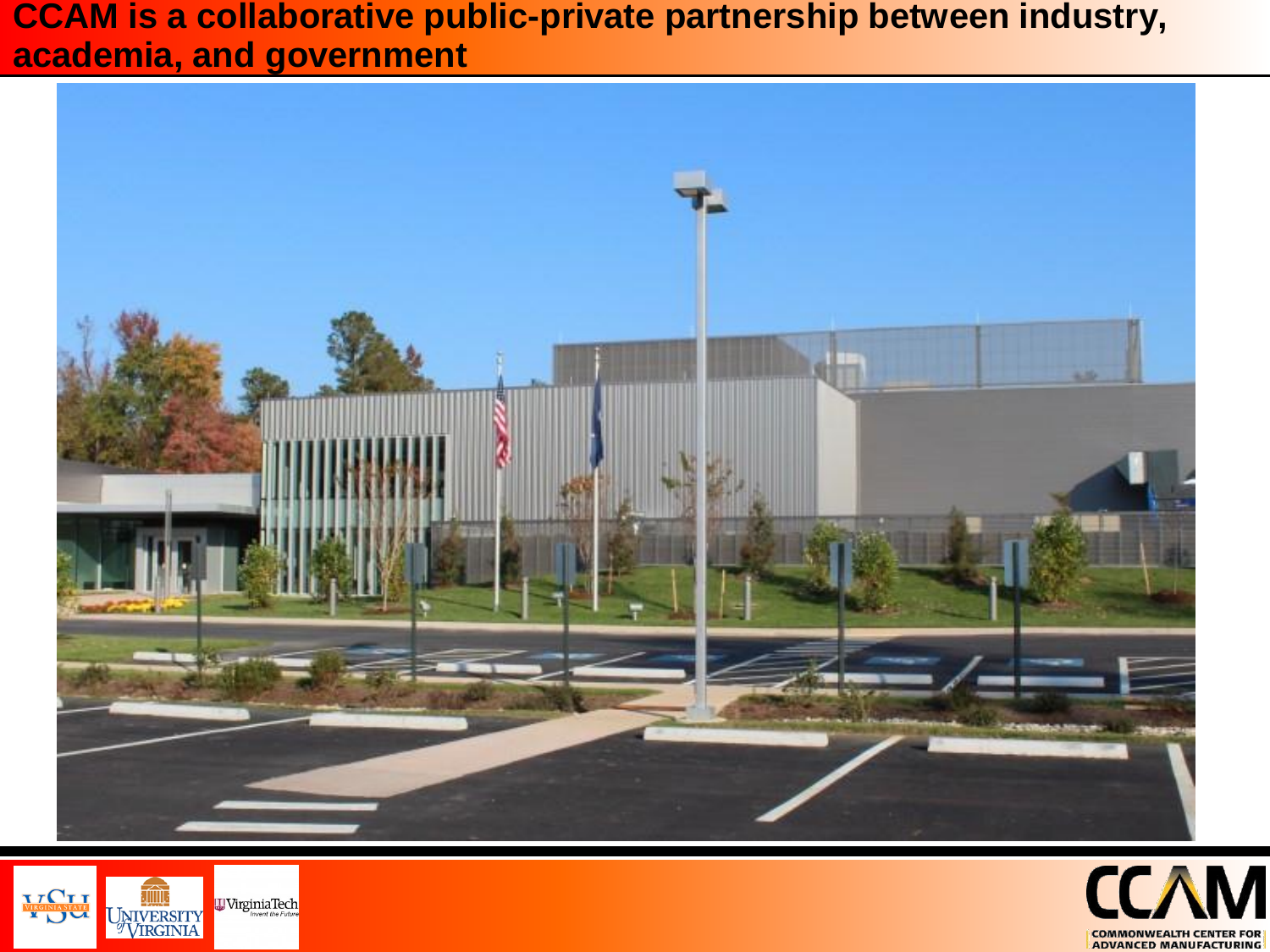# CCAM is a collaborative public-private partnership between industry, academia, and government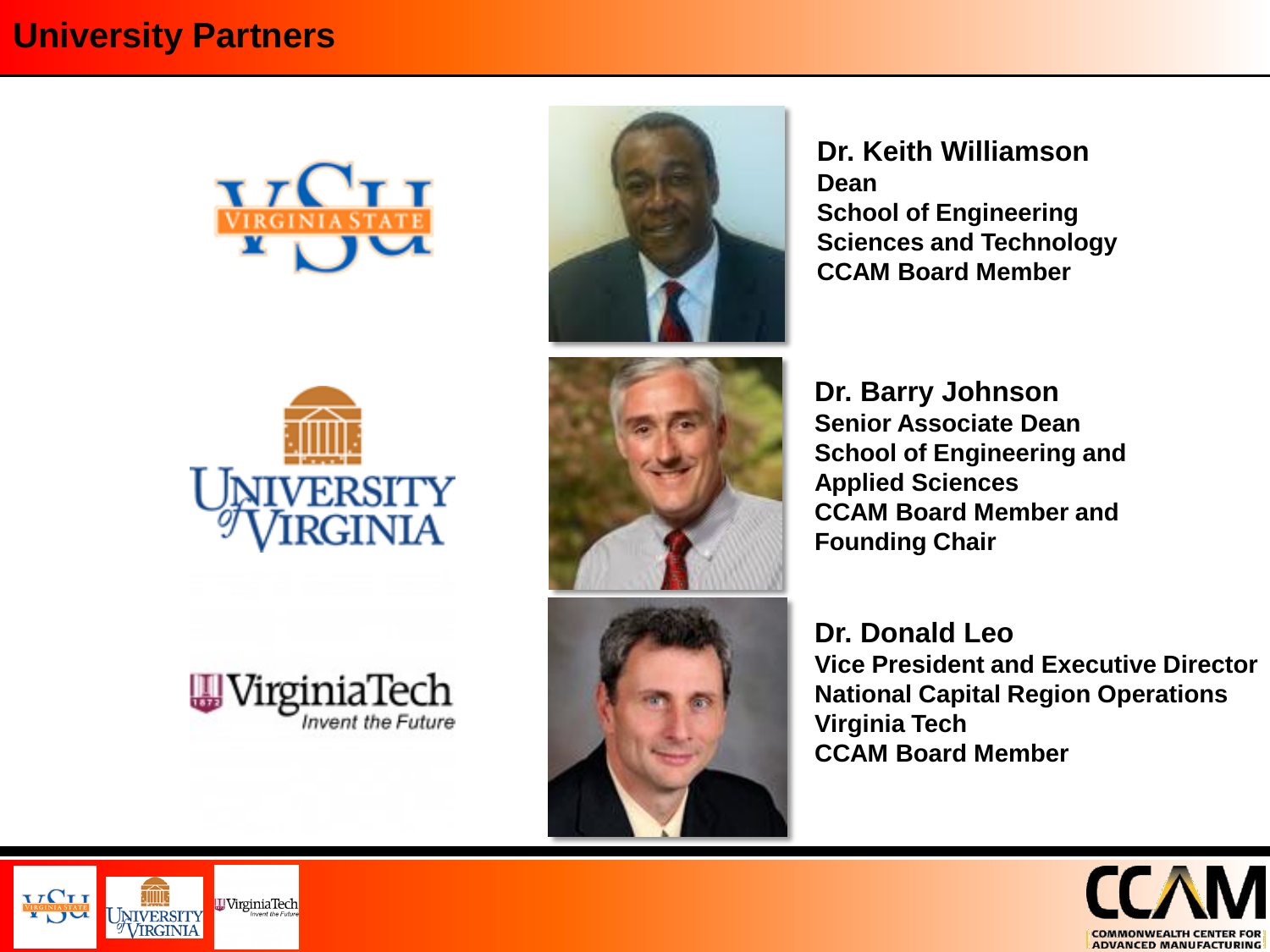# University Partners

**Dr. Keith Williamson**
**Dean**
**School of Engineering Sciences and Technology**
**CCAM Board Member**

**Dr. Barry Johnson**
**Senior Associate Dean**
**School of Engineering and Applied Sciences**
**CCAM Board Member and Founding Chair**

**Dr. Donald Leo**
**Vice President and Executive Director**
**National Capital Region Operations**
**Virginia Tech**
**CCAM Board Member**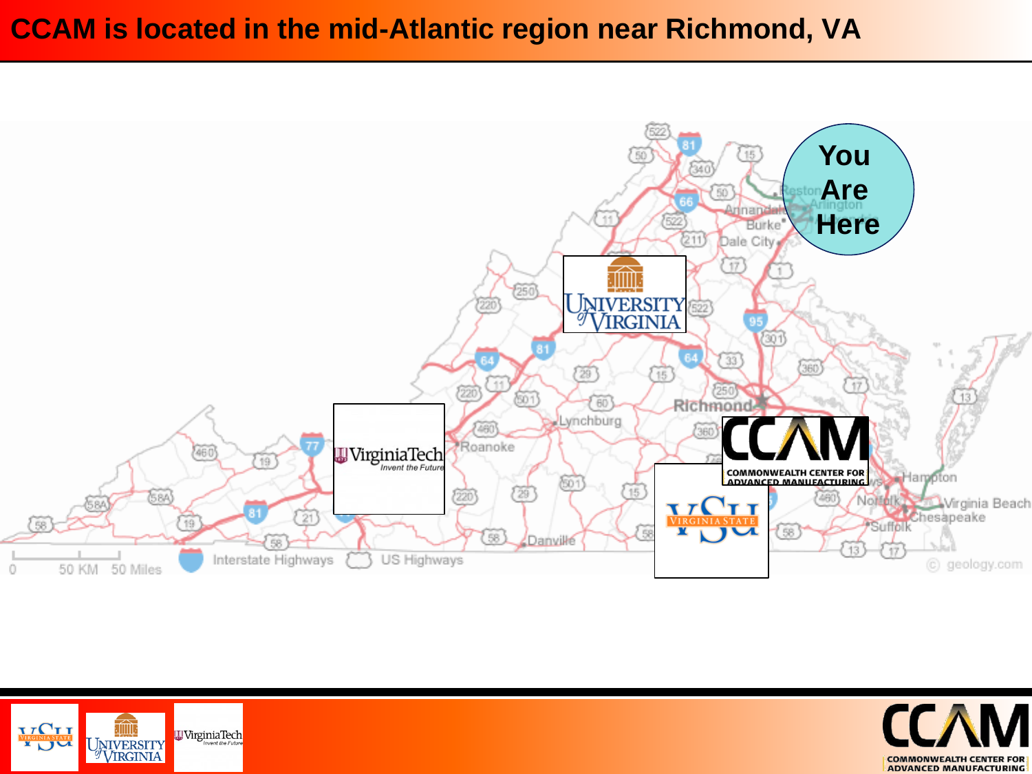# CCAM is located in the mid-Atlantic region near Richmond, VA

You Are Here

University of Virginia

Virginia Tech *Invent the Future*

CCAM COMMONWEALTH CENTER FOR ADVANCED MANUFACTURING

VSU VIRGINIA STATE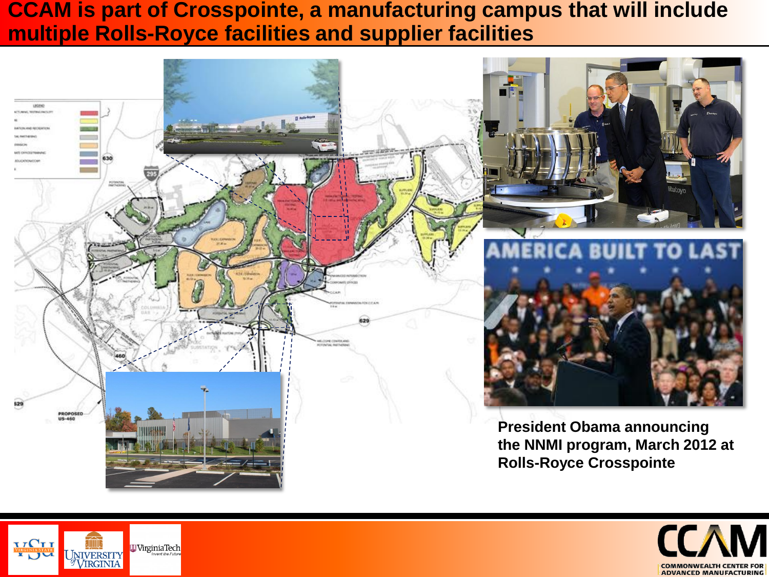# CCAM is part of Crosspointe, a manufacturing campus that will include multiple Rolls-Royce facilities and supplier facilities

President Obama announcing the NNMI program, March 2012 at Rolls-Royce Crosspointe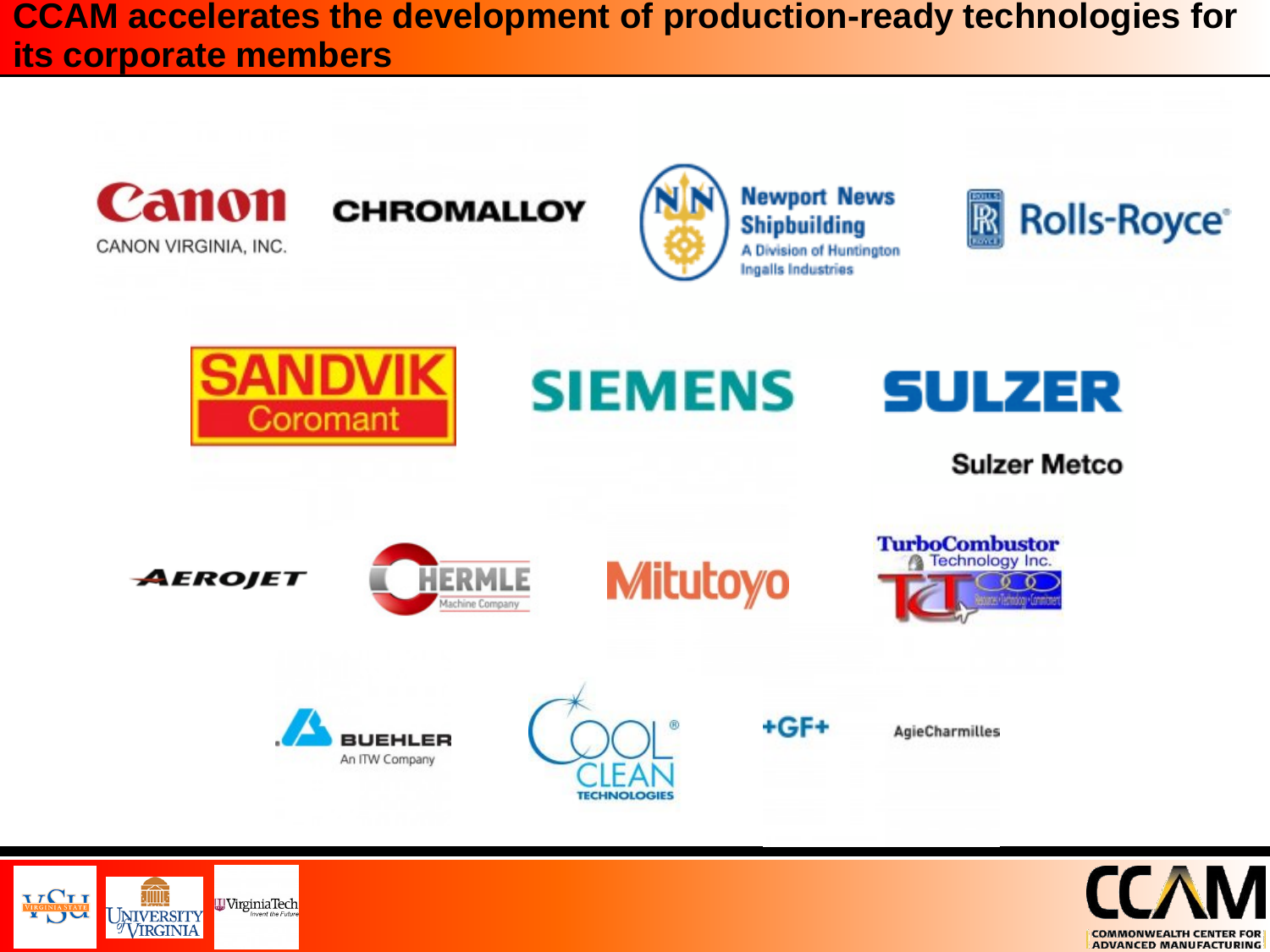# CCAM accelerates the development of production-ready technologies for its corporate members

Canon
CANON VIRGINIA, INC.

CHROMALLOY

Newport News Shipbuilding
A Division of Huntington Ingalls Industries

Rolls-Royce

SANDVIK Coromant

SIEMENS

SULZER
Sulzer Metco

AEROJET

HERMLE Machine Company

Mitutoyo

TurboCombustor Technology Inc.

BUEHLER
An ITW Company

COOL CLEAN TECHNOLOGIES

+GF+

AgieCharmilles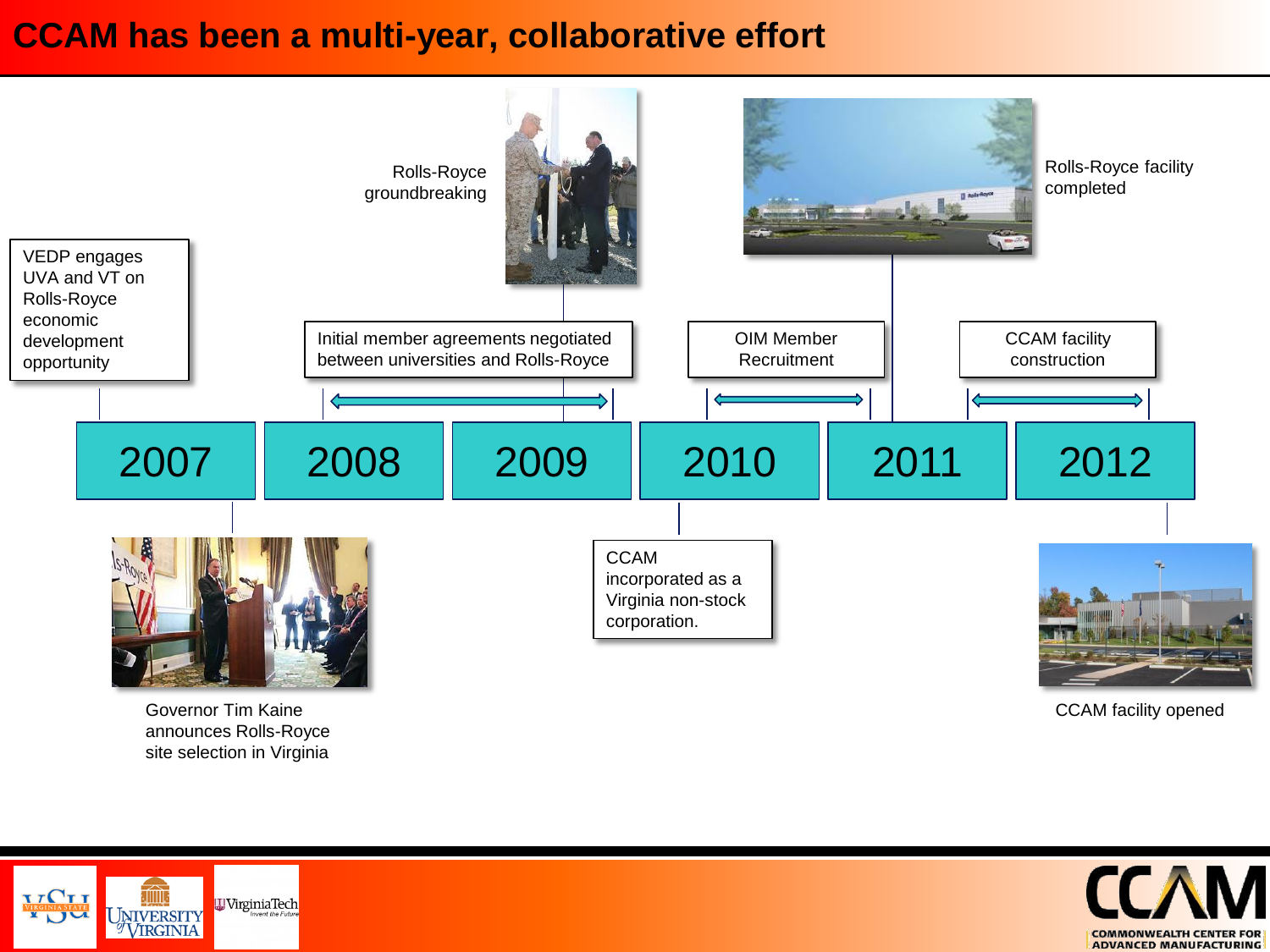# CCAM has been a multi-year, collaborative effort

**2007**
- VEDP engages UVA and VT on Rolls-Royce economic development opportunity
- Governor Tim Kaine announces Rolls-Royce site selection in Virginia

**2008 – 2009**
- Initial member agreements negotiated between universities and Rolls-Royce
- Rolls-Royce groundbreaking

**2010**
- OIM Member Recruitment
- CCAM incorporated as a Virginia non-stock corporation.

**2011**
- Rolls-Royce facility completed

**2011 – 2012**
- CCAM facility construction

**2012**
- CCAM facility opened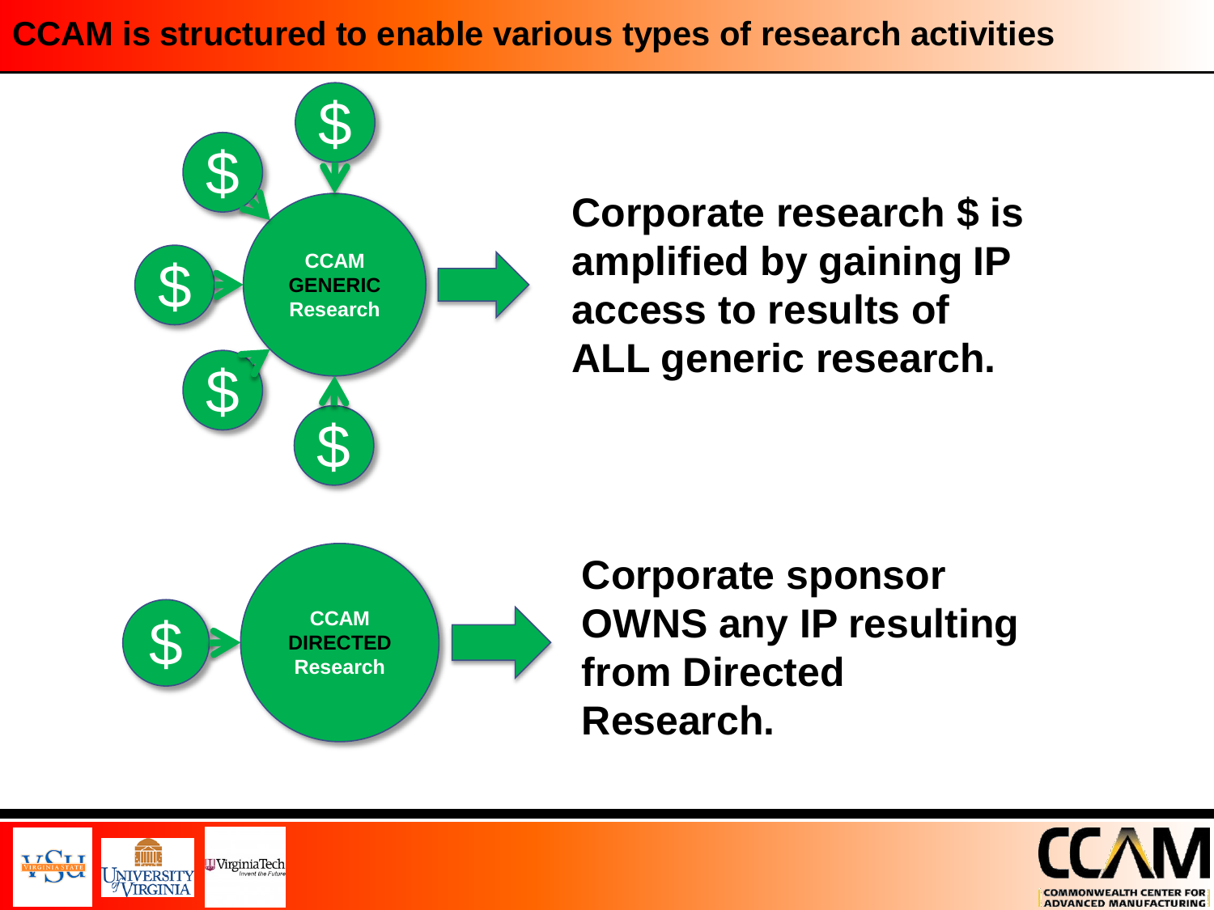# CCAM is structured to enable various types of research activities

CCAM GENERIC Research

**Corporate research $ is amplified by gaining IP access to results of ALL generic research.**

CCAM DIRECTED Research

**Corporate sponsor OWNS any IP resulting from Directed Research.**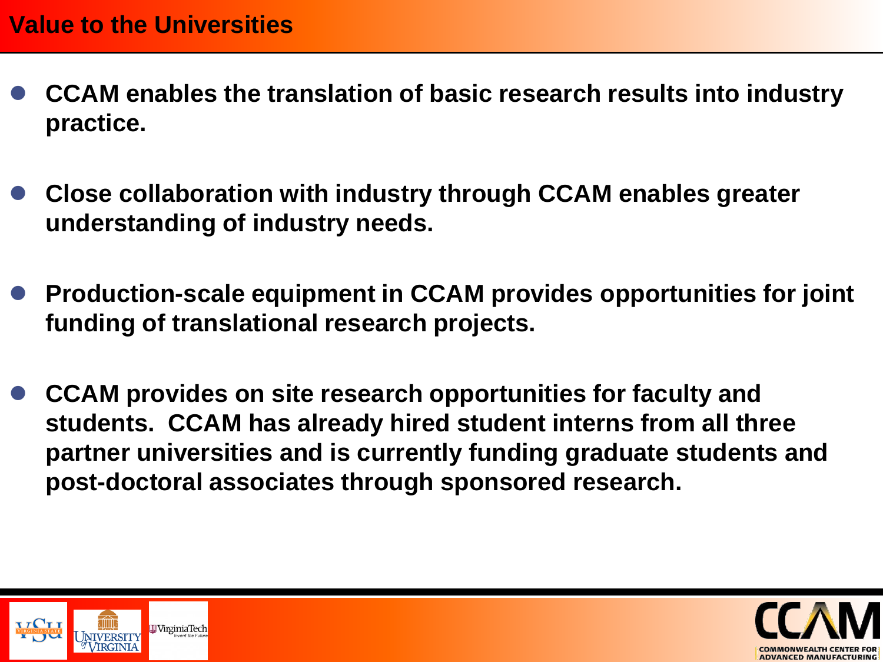## Value to the Universities

- **CCAM enables the translation of basic research results into industry practice.**
- **Close collaboration with industry through CCAM enables greater understanding of industry needs.**
- **Production-scale equipment in CCAM provides opportunities for joint funding of translational research projects.**
- **CCAM provides on site research opportunities for faculty and students. CCAM has already hired student interns from all three partner universities and is currently funding graduate students and post-doctoral associates through sponsored research.**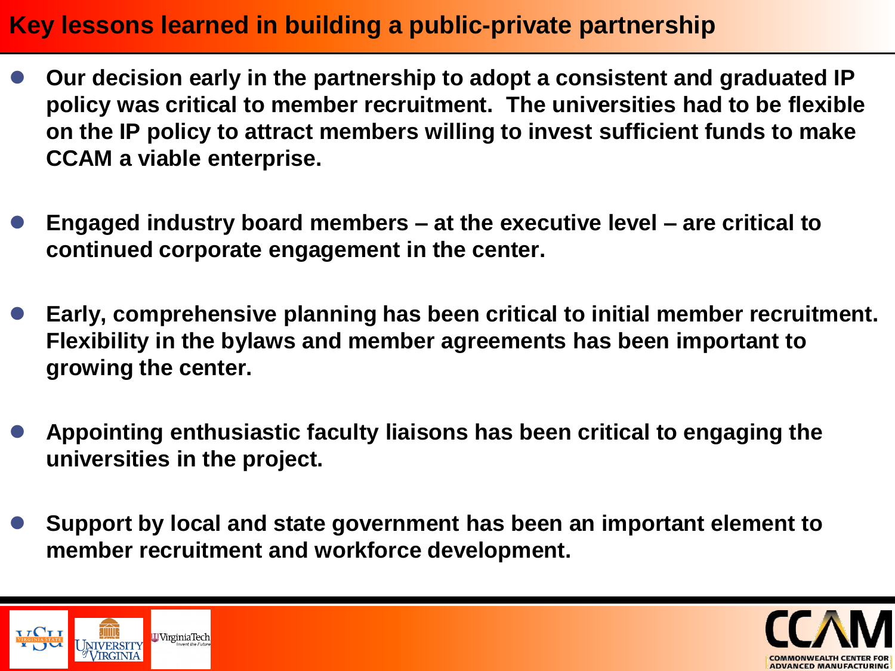# Key lessons learned in building a public-private partnership

- **Our decision early in the partnership to adopt a consistent and graduated IP policy was critical to member recruitment. The universities had to be flexible on the IP policy to attract members willing to invest sufficient funds to make CCAM a viable enterprise.**

- **Engaged industry board members – at the executive level – are critical to continued corporate engagement in the center.**

- **Early, comprehensive planning has been critical to initial member recruitment. Flexibility in the bylaws and member agreements has been important to growing the center.**

- **Appointing enthusiastic faculty liaisons has been critical to engaging the universities in the project.**

- **Support by local and state government has been an important element to member recruitment and workforce development.**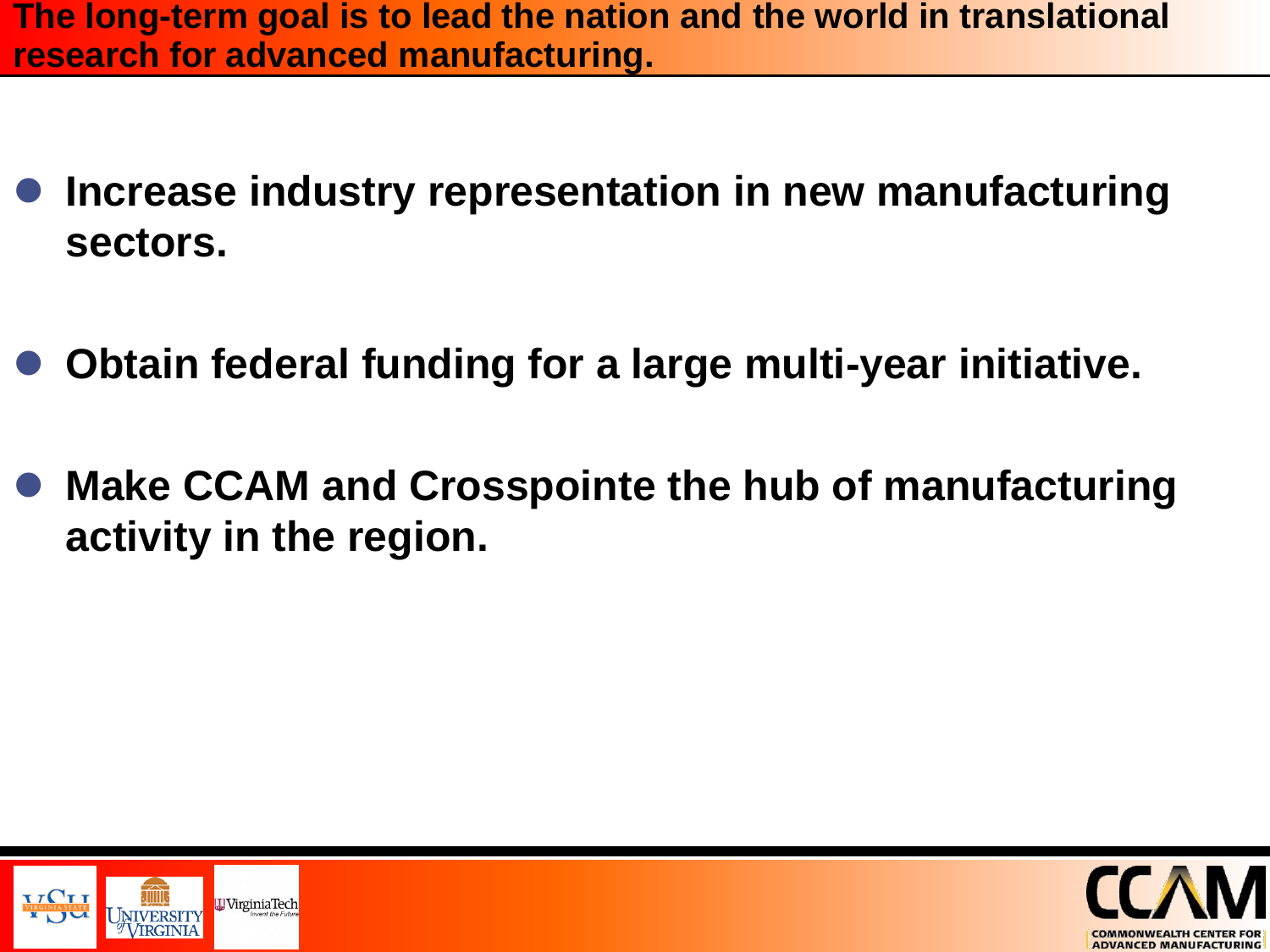# The long-term goal is to lead the nation and the world in translational research for advanced manufacturing.

- **Increase industry representation in new manufacturing sectors.**
- **Obtain federal funding for a large multi-year initiative.**
- **Make CCAM and Crosspointe the hub of manufacturing activity in the region.**